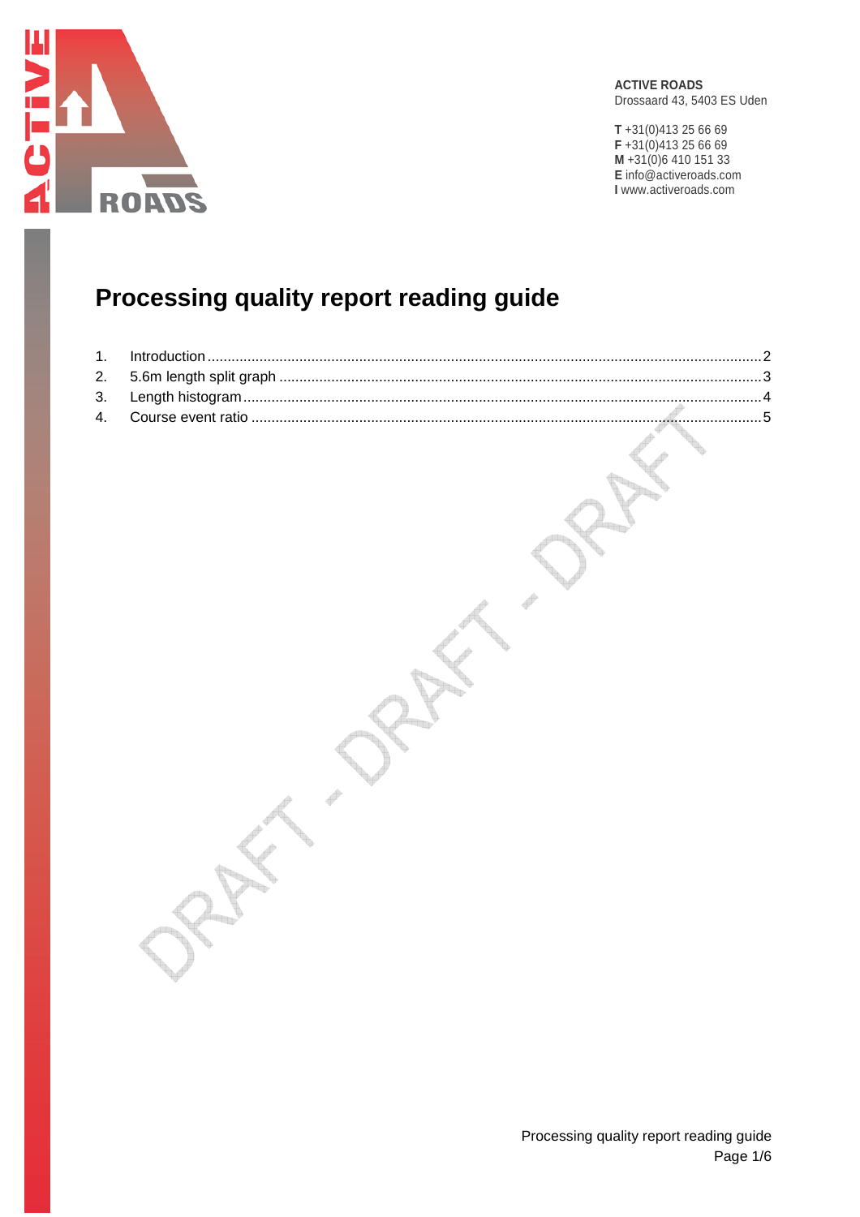**ACTIVE ROADS**
Drossaard 43, 5403 ES Uden

**T** +31(0)413 25 66 69
**F** +31(0)413 25 66 69
**M** +31(0)6 410 151 33
**E** info@activeroads.com
**I** www.activeroads.com

# Processing quality report reading guide

1. Introduction ........................................................................ 2
2. 5.6m length split graph ........................................................ 3
3. Length histogram ................................................................. 4
4. Course event ratio ................................................................ 5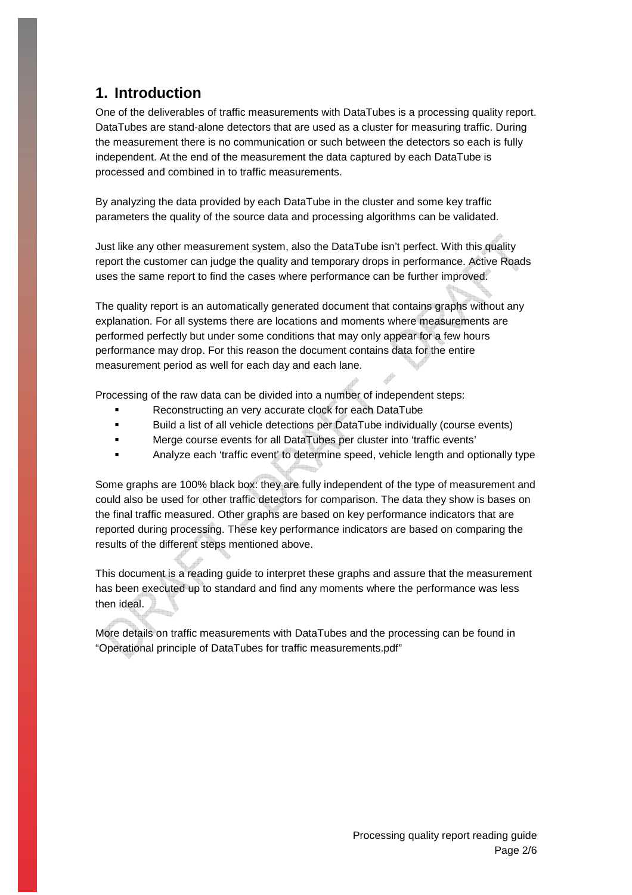## 1. Introduction

One of the deliverables of traffic measurements with DataTubes is a processing quality report. DataTubes are stand-alone detectors that are used as a cluster for measuring traffic. During the measurement there is no communication or such between the detectors so each is fully independent. At the end of the measurement the data captured by each DataTube is processed and combined in to traffic measurements.

By analyzing the data provided by each DataTube in the cluster and some key traffic parameters the quality of the source data and processing algorithms can be validated.

Just like any other measurement system, also the DataTube isn't perfect. With this quality report the customer can judge the quality and temporary drops in performance. Active Roads uses the same report to find the cases where performance can be further improved.

The quality report is an automatically generated document that contains graphs without any explanation. For all systems there are locations and moments where measurements are performed perfectly but under some conditions that may only appear for a few hours performance may drop. For this reason the document contains data for the entire measurement period as well for each day and each lane.

Processing of the raw data can be divided into a number of independent steps:

- Reconstructing an very accurate clock for each DataTube
- Build a list of all vehicle detections per DataTube individually (course events)
- Merge course events for all DataTubes per cluster into 'traffic events'
- Analyze each 'traffic event' to determine speed, vehicle length and optionally type

Some graphs are 100% black box: they are fully independent of the type of measurement and could also be used for other traffic detectors for comparison. The data they show is bases on the final traffic measured. Other graphs are based on key performance indicators that are reported during processing. These key performance indicators are based on comparing the results of the different steps mentioned above.

This document is a reading guide to interpret these graphs and assure that the measurement has been executed up to standard and find any moments where the performance was less then ideal.

More details on traffic measurements with DataTubes and the processing can be found in "Operational principle of DataTubes for traffic measurements.pdf"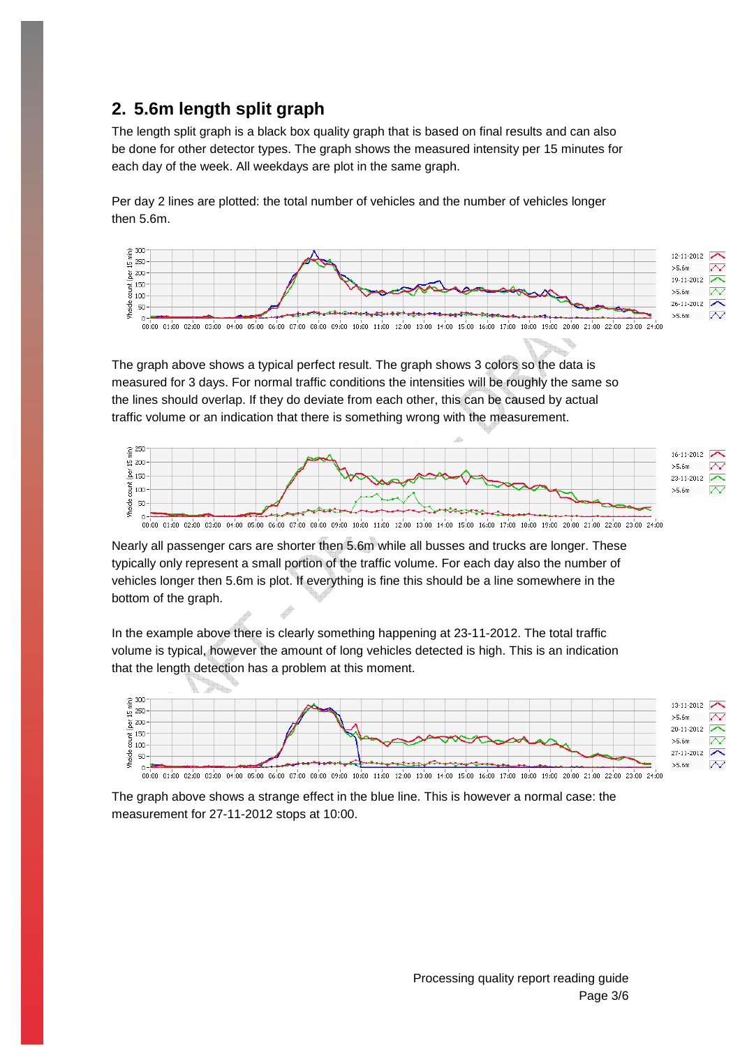## 2. 5.6m length split graph

The length split graph is a black box quality graph that is based on final results and can also be done for other detector types. The graph shows the measured intensity per 15 minutes for each day of the week. All weekdays are plot in the same graph.

Per day 2 lines are plotted: the total number of vehicles and the number of vehicles longer then 5.6m.

The graph above shows a typical perfect result. The graph shows 3 colors so the data is measured for 3 days. For normal traffic conditions the intensities will be roughly the same so the lines should overlap. If they do deviate from each other, this can be caused by actual traffic volume or an indication that there is something wrong with the measurement.

Nearly all passenger cars are shorter then 5.6m while all busses and trucks are longer. These typically only represent a small portion of the traffic volume. For each day also the number of vehicles longer then 5.6m is plot. If everything is fine this should be a line somewhere in the bottom of the graph.

In the example above there is clearly something happening at 23-11-2012. The total traffic volume is typical, however the amount of long vehicles detected is high. This is an indication that the length detection has a problem at this moment.

The graph above shows a strange effect in the blue line. This is however a normal case: the measurement for 27-11-2012 stops at 10:00.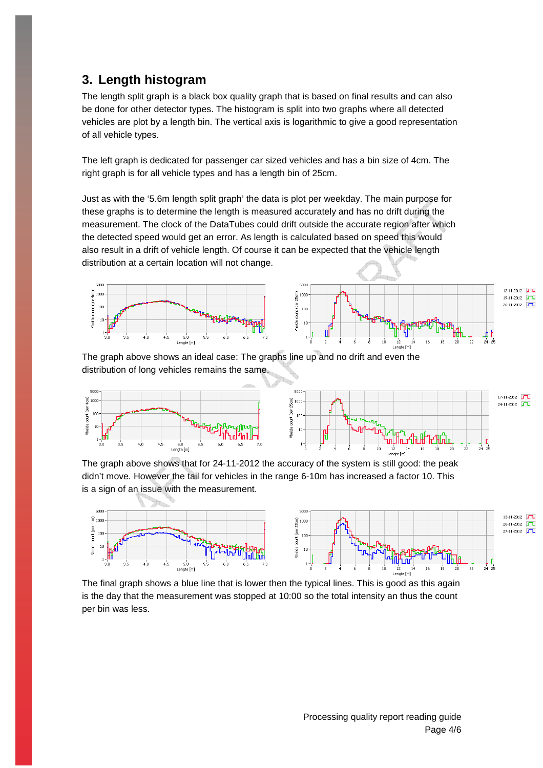## 3. Length histogram

The length split graph is a black box quality graph that is based on final results and can also be done for other detector types. The histogram is split into two graphs where all detected vehicles are plot by a length bin. The vertical axis is logarithmic to give a good representation of all vehicle types.

The left graph is dedicated for passenger car sized vehicles and has a bin size of 4cm. The right graph is for all vehicle types and has a length bin of 25cm.

Just as with the '5.6m length split graph' the data is plot per weekday. The main purpose for these graphs is to determine the length is measured accurately and has no drift during the measurement. The clock of the DataTubes could drift outside the accurate region after which the detected speed would get an error. As length is calculated based on speed this would also result in a drift of vehicle length. Of course it can be expected that the vehicle length distribution at a certain location will not change.

The graph above shows an ideal case: The graphs line up and no drift and even the distribution of long vehicles remains the same.

The graph above shows that for 24-11-2012 the accuracy of the system is still good: the peak didn't move. However the tail for vehicles in the range 6-10m has increased a factor 10. This is a sign of an issue with the measurement.

The final graph shows a blue line that is lower then the typical lines. This is good as this again is the day that the measurement was stopped at 10:00 so the total intensity an thus the count per bin was less.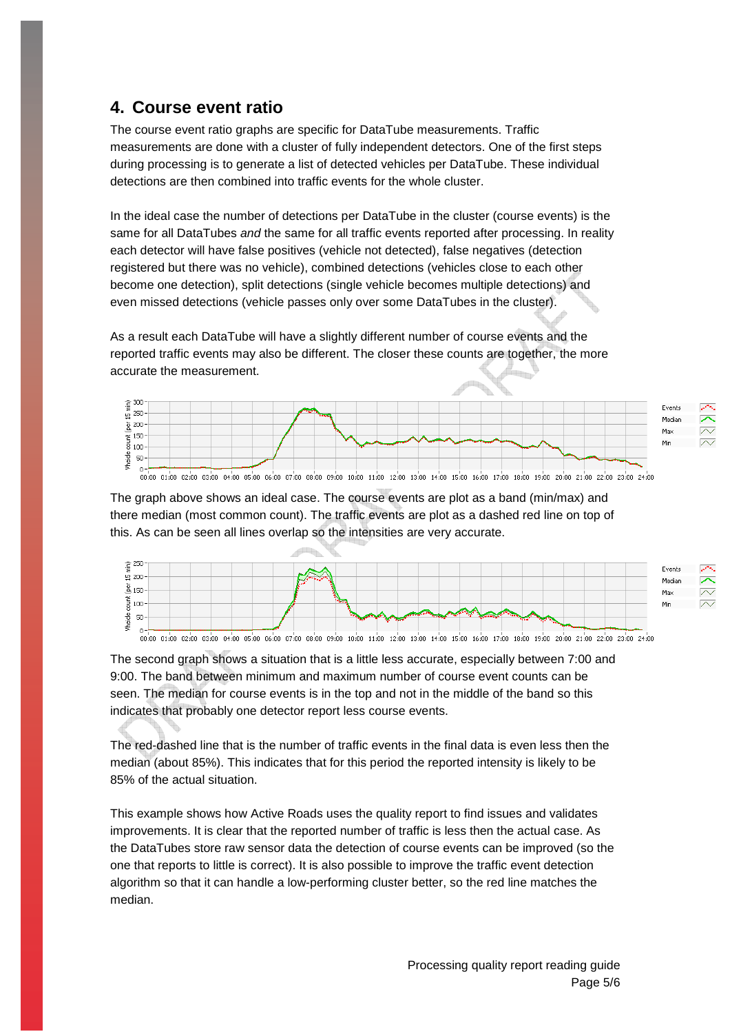## 4. Course event ratio

The course event ratio graphs are specific for DataTube measurements. Traffic measurements are done with a cluster of fully independent detectors. One of the first steps during processing is to generate a list of detected vehicles per DataTube. These individual detections are then combined into traffic events for the whole cluster.

In the ideal case the number of detections per DataTube in the cluster (course events) is the same for all DataTubes *and* the same for all traffic events reported after processing. In reality each detector will have false positives (vehicle not detected), false negatives (detection registered but there was no vehicle), combined detections (vehicles close to each other become one detection), split detections (single vehicle becomes multiple detections) and even missed detections (vehicle passes only over some DataTubes in the cluster).

As a result each DataTube will have a slightly different number of course events and the reported traffic events may also be different. The closer these counts are together, the more accurate the measurement.

The graph above shows an ideal case. The course events are plot as a band (min/max) and there median (most common count). The traffic events are plot as a dashed red line on top of this. As can be seen all lines overlap so the intensities are very accurate.

The second graph shows a situation that is a little less accurate, especially between 7:00 and 9:00. The band between minimum and maximum number of course event counts can be seen. The median for course events is in the top and not in the middle of the band so this indicates that probably one detector report less course events.

The red-dashed line that is the number of traffic events in the final data is even less then the median (about 85%). This indicates that for this period the reported intensity is likely to be 85% of the actual situation.

This example shows how Active Roads uses the quality report to find issues and validates improvements. It is clear that the reported number of traffic is less then the actual case. As the DataTubes store raw sensor data the detection of course events can be improved (so the one that reports to little is correct). It is also possible to improve the traffic event detection algorithm so that it can handle a low-performing cluster better, so the red line matches the median.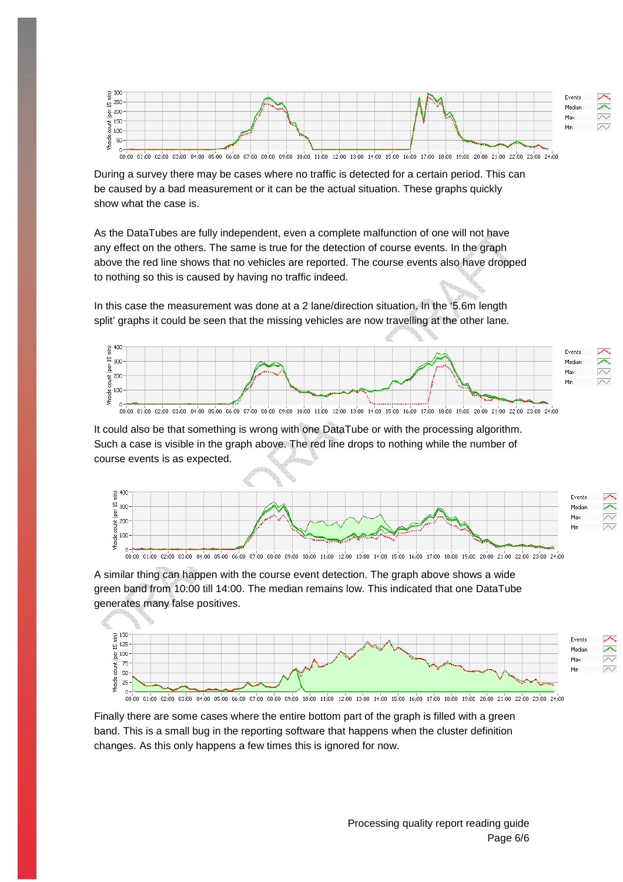Vehicle count (per 15 min)
300
250
200
150
100
50
0
00:00 01:00 02:00 03:00 04:00 05:00 06:00 07:00 08:00 09:00 10:00 11:00 12:00 13:00 14:00 15:00 16:00 17:00 18:00 19:00 20:00 21:00 22:00 23:00 24:00
Events
Median
Max
Min

During a survey there may be cases where no traffic is detected for a certain period. This can be caused by a bad measurement or it can be the actual situation. These graphs quickly show what the case is.

As the DataTubes are fully independent, even a complete malfunction of one will not have any effect on the others. The same is true for the detection of course events. In the graph above the red line shows that no vehicles are reported. The course events also have dropped to nothing so this is caused by having no traffic indeed.

In this case the measurement was done at a 2 lane/direction situation. In the '5.6m length split' graphs it could be seen that the missing vehicles are now travelling at the other lane.

Vehicle count (per 15 min)
400
300
200
100
0
00:00 01:00 02:00 03:00 04:00 05:00 06:00 07:00 08:00 09:00 10:00 11:00 12:00 13:00 14:00 15:00 16:00 17:00 18:00 19:00 20:00 21:00 22:00 23:00 24:00
Events
Median
Max
Min

It could also be that something is wrong with one DataTube or with the processing algorithm. Such a case is visible in the graph above. The red line drops to nothing while the number of course events is as expected.

Vehicle count (per 15 min)
400
300
200
100
0
00:00 01:00 02:00 03:00 04:00 05:00 06:00 07:00 08:00 09:00 10:00 11:00 12:00 13:00 14:00 15:00 16:00 17:00 18:00 19:00 20:00 21:00 22:00 23:00 24:00
Events
Median
Max
Min

A similar thing can happen with the course event detection. The graph above shows a wide green band from 10:00 till 14:00. The median remains low. This indicated that one DataTube generates many false positives.

Vehicle count (per 15 min)
150
125
100
75
50
25
0
00:00 01:00 02:00 03:00 04:00 05:00 06:00 07:00 08:00 09:00 10:00 11:00 12:00 13:00 14:00 15:00 16:00 17:00 18:00 19:00 20:00 21:00 22:00 23:00 24:00
Events
Median
Max
Min

Finally there are some cases where the entire bottom part of the graph is filled with a green band. This is a small bug in the reporting software that happens when the cluster definition changes. As this only happens a few times this is ignored for now.